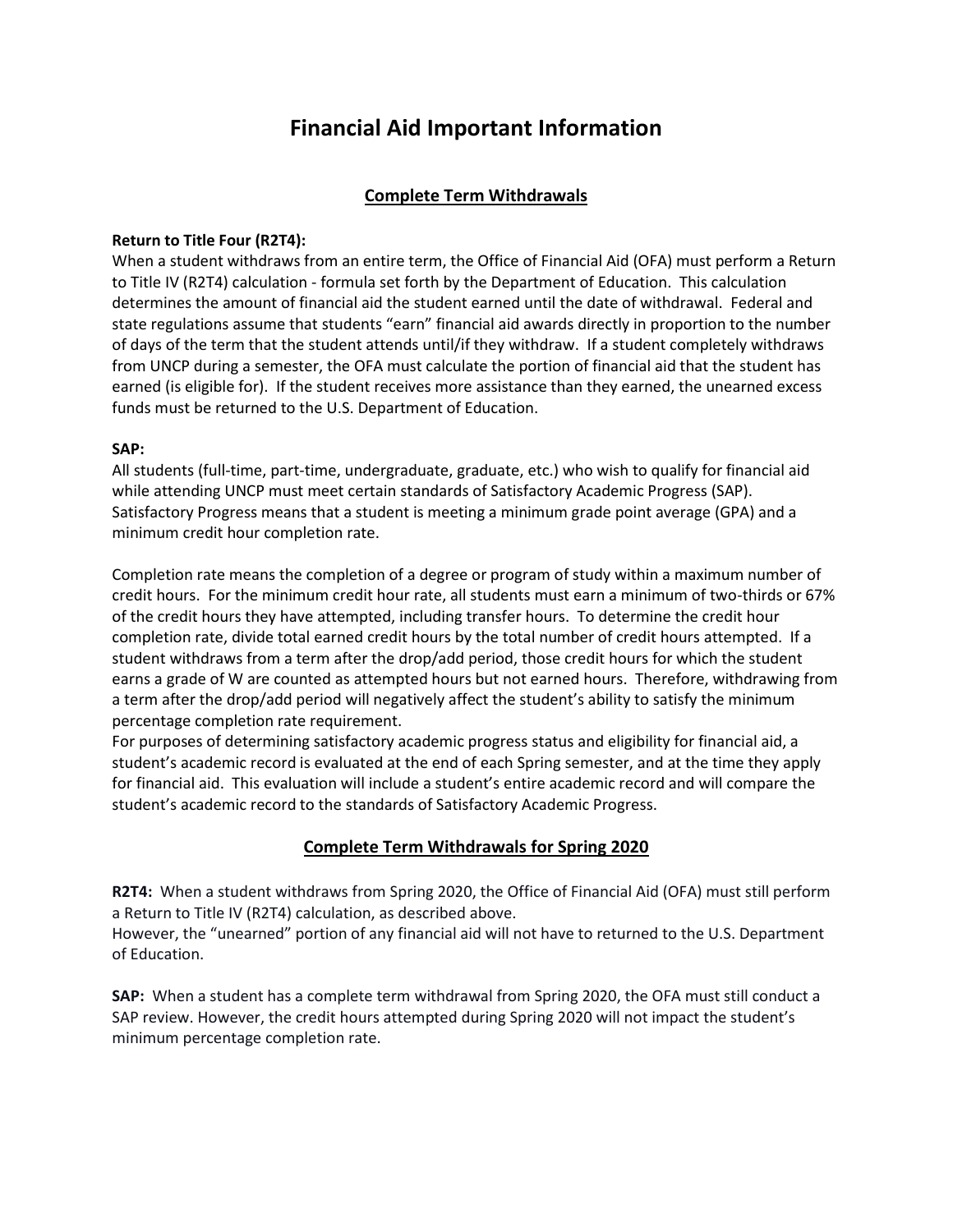# Financial Aid Important Information

## Complete Term Withdrawals

**Return to Title Four (R2T4):**

When a student withdraws from an entire term, the Office of Financial Aid (OFA) must perform a Return to Title IV (R2T4) calculation - formula set forth by the Department of Education. This calculation determines the amount of financial aid the student earned until the date of withdrawal. Federal and state regulations assume that students "earn" financial aid awards directly in proportion to the number of days of the term that the student attends until/if they withdraw. If a student completely withdraws from UNCP during a semester, the OFA must calculate the portion of financial aid that the student has earned (is eligible for). If the student receives more assistance than they earned, the unearned excess funds must be returned to the U.S. Department of Education.

**SAP:**

All students (full-time, part-time, undergraduate, graduate, etc.) who wish to qualify for financial aid while attending UNCP must meet certain standards of Satisfactory Academic Progress (SAP). Satisfactory Progress means that a student is meeting a minimum grade point average (GPA) and a minimum credit hour completion rate.

Completion rate means the completion of a degree or program of study within a maximum number of credit hours. For the minimum credit hour rate, all students must earn a minimum of two-thirds or 67% of the credit hours they have attempted, including transfer hours. To determine the credit hour completion rate, divide total earned credit hours by the total number of credit hours attempted. If a student withdraws from a term after the drop/add period, those credit hours for which the student earns a grade of W are counted as attempted hours but not earned hours. Therefore, withdrawing from a term after the drop/add period will negatively affect the student's ability to satisfy the minimum percentage completion rate requirement.

For purposes of determining satisfactory academic progress status and eligibility for financial aid, a student's academic record is evaluated at the end of each Spring semester, and at the time they apply for financial aid. This evaluation will include a student's entire academic record and will compare the student's academic record to the standards of Satisfactory Academic Progress.

## Complete Term Withdrawals for Spring 2020

**R2T4:** When a student withdraws from Spring 2020, the Office of Financial Aid (OFA) must still perform a Return to Title IV (R2T4) calculation, as described above.

However, the "unearned" portion of any financial aid will not have to returned to the U.S. Department of Education.

**SAP:** When a student has a complete term withdrawal from Spring 2020, the OFA must still conduct a SAP review. However, the credit hours attempted during Spring 2020 will not impact the student's minimum percentage completion rate.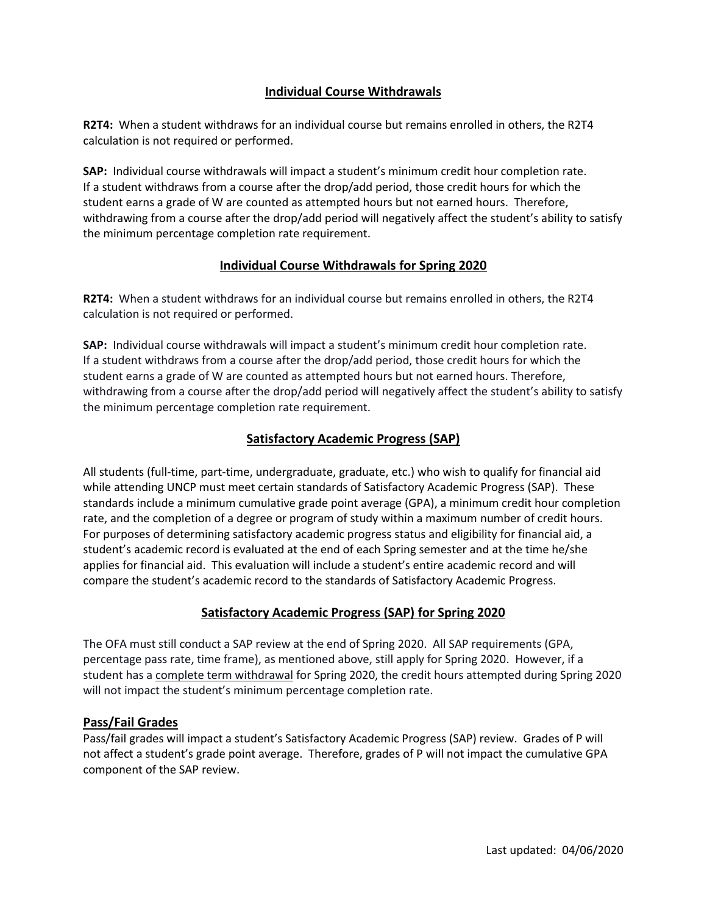## Individual Course Withdrawals

**R2T4:** When a student withdraws for an individual course but remains enrolled in others, the R2T4 calculation is not required or performed.

**SAP:** Individual course withdrawals will impact a student's minimum credit hour completion rate. If a student withdraws from a course after the drop/add period, those credit hours for which the student earns a grade of W are counted as attempted hours but not earned hours. Therefore, withdrawing from a course after the drop/add period will negatively affect the student's ability to satisfy the minimum percentage completion rate requirement.

## Individual Course Withdrawals for Spring 2020

**R2T4:** When a student withdraws for an individual course but remains enrolled in others, the R2T4 calculation is not required or performed.

**SAP:** Individual course withdrawals will impact a student's minimum credit hour completion rate. If a student withdraws from a course after the drop/add period, those credit hours for which the student earns a grade of W are counted as attempted hours but not earned hours. Therefore, withdrawing from a course after the drop/add period will negatively affect the student's ability to satisfy the minimum percentage completion rate requirement.

## Satisfactory Academic Progress (SAP)

All students (full-time, part-time, undergraduate, graduate, etc.) who wish to qualify for financial aid while attending UNCP must meet certain standards of Satisfactory Academic Progress (SAP). These standards include a minimum cumulative grade point average (GPA), a minimum credit hour completion rate, and the completion of a degree or program of study within a maximum number of credit hours. For purposes of determining satisfactory academic progress status and eligibility for financial aid, a student's academic record is evaluated at the end of each Spring semester and at the time he/she applies for financial aid. This evaluation will include a student's entire academic record and will compare the student's academic record to the standards of Satisfactory Academic Progress.

## Satisfactory Academic Progress (SAP) for Spring 2020

The OFA must still conduct a SAP review at the end of Spring 2020. All SAP requirements (GPA, percentage pass rate, time frame), as mentioned above, still apply for Spring 2020. However, if a student has a complete term withdrawal for Spring 2020, the credit hours attempted during Spring 2020 will not impact the student's minimum percentage completion rate.

### Pass/Fail Grades

Pass/fail grades will impact a student's Satisfactory Academic Progress (SAP) review. Grades of P will not affect a student's grade point average. Therefore, grades of P will not impact the cumulative GPA component of the SAP review.

Last updated: 04/06/2020